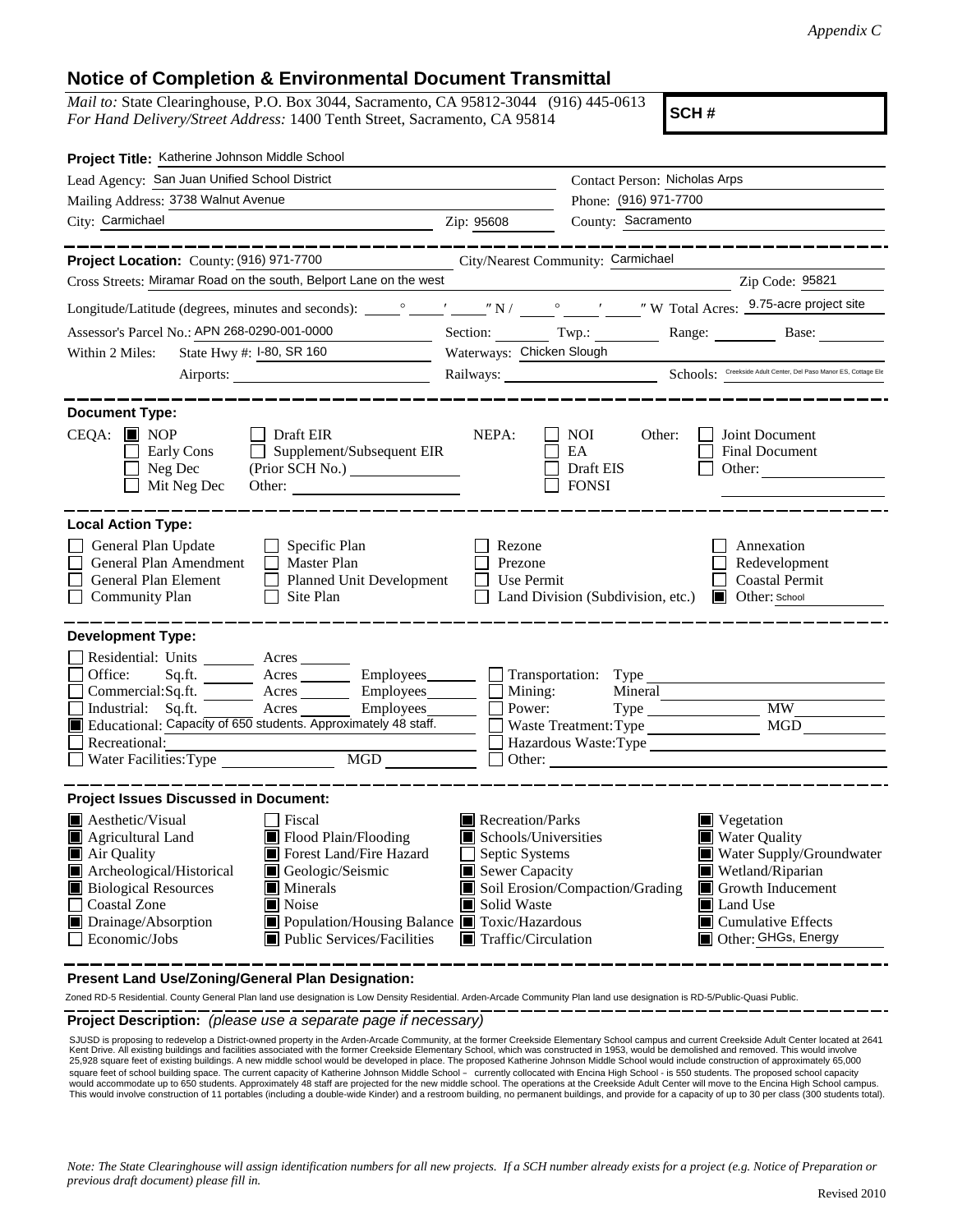*Appendix C*

# Notice of Completion & Environmental Document Transmittal

*Mail to:* State Clearinghouse, P.O. Box 3044, Sacramento, CA 95812-3044 (916) 445-0613
*For Hand Delivery/Street Address:* 1400 Tenth Street, Sacramento, CA 95814

**SCH #**

**Project Title:** Katherine Johnson Middle School

Lead Agency: San Juan Unified School District — Contact Person: Nicholas Arps
Mailing Address: 3738 Walnut Avenue — Phone: (916) 971-7700
City: Carmichael — Zip: 95608 — County: Sacramento

---

**Project Location:** County: (916) 971-7700 — City/Nearest Community: Carmichael
Cross Streets: Miramar Road on the south, Belport Lane on the west — Zip Code: 95821
Longitude/Latitude (degrees, minutes and seconds): ____° ____′ ____″ N / ____° ____′ ____″ W Total Acres: 9.75-acre project site
Assessor's Parcel No.: APN 268-0290-001-0000 — Section: ____ Twp.: ____ Range: ____ Base: ____
Within 2 Miles: State Hwy #: I-80, SR 160 — Waterways: Chicken Slough
Airports: ____ — Railways: ____ — Schools: Creekside Adult Center, Del Paso Manor ES, Cottage Ele

---

**Document Type:**

CEQA: ■ NOP ☐ Early Cons ☐ Neg Dec ☐ Mit Neg Dec ☐ Draft EIR ☐ Supplement/Subsequent EIR (Prior SCH No.) ____ Other: ____

NEPA: ☐ NOI ☐ EA ☐ Draft EIS ☐ FONSI

Other: ☐ Joint Document ☐ Final Document ☐ Other: ____

---

**Local Action Type:**

☐ General Plan Update ☐ General Plan Amendment ☐ General Plan Element ☐ Community Plan ☐ Specific Plan ☐ Master Plan ☐ Planned Unit Development ☐ Site Plan ☐ Rezone ☐ Prezone ☐ Use Permit ☐ Land Division (Subdivision, etc.) ☐ Annexation ☐ Redevelopment ☐ Coastal Permit ■ Other: School

---

**Development Type:**

☐ Residential: Units ____ Acres ____
☐ Office: Sq.ft. ____ Acres ____ Employees ____
☐ Commercial: Sq.ft. ____ Acres ____ Employees ____
☐ Industrial: Sq.ft. ____ Acres ____ Employees ____
■ Educational: Capacity of 650 students. Approximately 48 staff.
☐ Recreational: ____
☐ Water Facilities: Type ____ MGD ____
☐ Transportation: Type ____
☐ Mining: Mineral ____
☐ Power: Type ____ MW ____
☐ Waste Treatment: Type ____ MGD ____
☐ Hazardous Waste: Type ____
☐ Other: ____

---

**Project Issues Discussed in Document:**

■ Aesthetic/Visual
■ Agricultural Land
■ Air Quality
■ Archeological/Historical
■ Biological Resources
☐ Coastal Zone
■ Drainage/Absorption
☐ Economic/Jobs
☐ Fiscal
■ Flood Plain/Flooding
■ Forest Land/Fire Hazard
■ Geologic/Seismic
■ Minerals
■ Noise
■ Population/Housing Balance
■ Public Services/Facilities
■ Recreation/Parks
■ Schools/Universities
☐ Septic Systems
■ Sewer Capacity
■ Soil Erosion/Compaction/Grading
■ Solid Waste
■ Toxic/Hazardous
■ Traffic/Circulation
■ Vegetation
■ Water Quality
■ Water Supply/Groundwater
■ Wetland/Riparian
■ Growth Inducement
■ Land Use
■ Cumulative Effects
■ Other: GHGs, Energy

---

**Present Land Use/Zoning/General Plan Designation:**

Zoned RD-5 Residential. County General Plan land use designation is Low Density Residential. Arden-Arcade Community Plan land use designation is RD-5/Public-Quasi Public.

**Project Description:** *(please use a separate page if necessary)*

SJUSD is proposing to redevelop a District-owned property in the Arden-Arcade Community, at the former Creekside Elementary School campus and current Creekside Adult Center located at 2641 Kent Drive. All existing buildings and facilities associated with the former Creekside Elementary School, which was constructed in 1953, would be demolished and removed. This would involve 25,928 square feet of existing buildings. A new middle school would be developed in place. The proposed Katherine Johnson Middle School would include construction of approximately 65,000 square feet of school building space. The current capacity of Katherine Johnson Middle School – currently collocated with Encina High School - is 550 students. The proposed school capacity would accommodate up to 650 students. Approximately 48 staff are projected for the new middle school. The operations at the Creekside Adult Center will move to the Encina High School campus. This would involve construction of 11 portables (including a double-wide Kinder) and a restroom building, no permanent buildings, and provide for a capacity of up to 30 per class (300 students total).

*Note: The State Clearinghouse will assign identification numbers for all new projects. If a SCH number already exists for a project (e.g. Notice of Preparation or previous draft document) please fill in.*

Revised 2010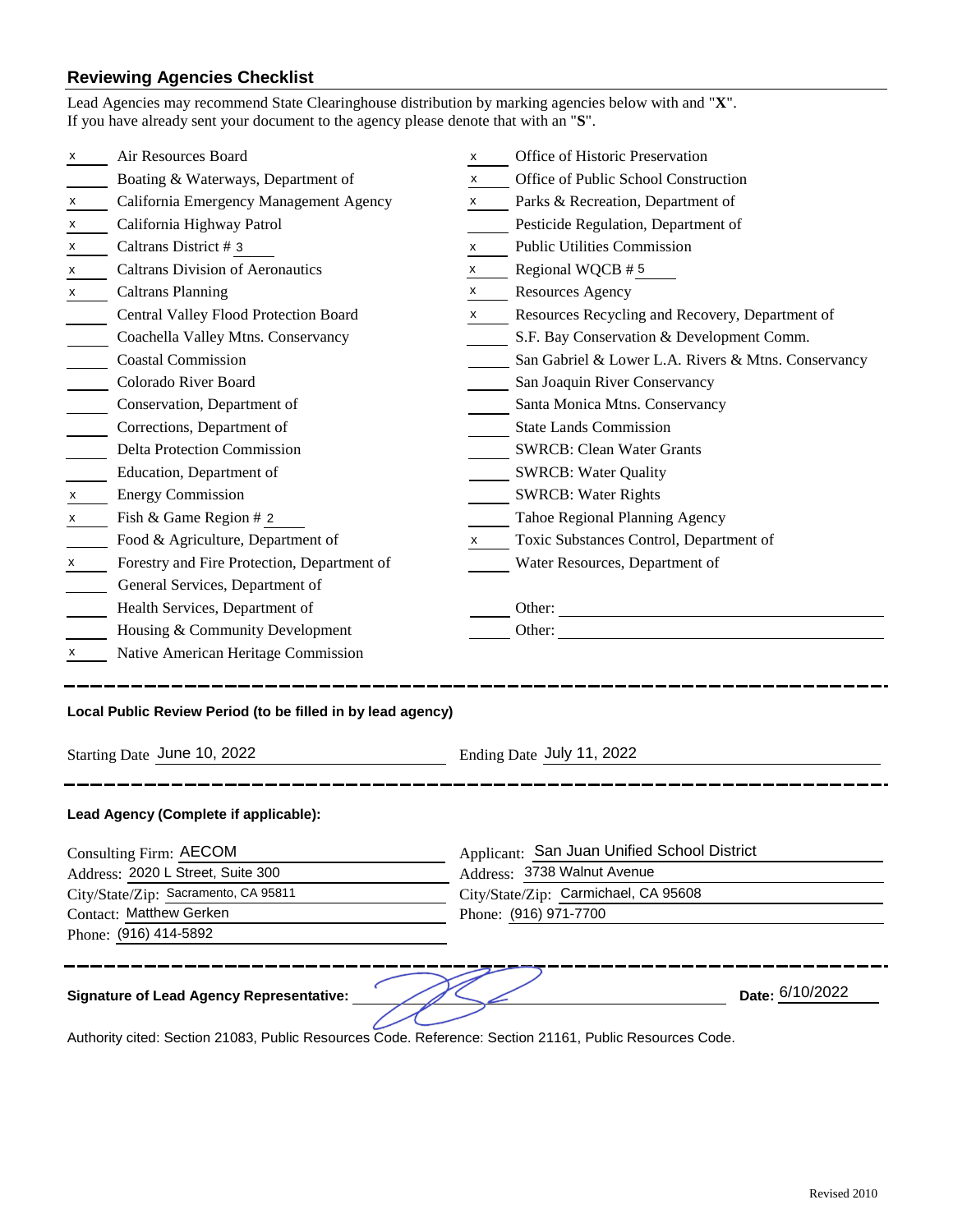## Reviewing Agencies Checklist

Lead Agencies may recommend State Clearinghouse distribution by marking agencies below with and "**X**".
If you have already sent your document to the agency please denote that with an "**S**".

| | | | |
|---|---|---|---|
| x | Air Resources Board | x | Office of Historic Preservation |
| | Boating & Waterways, Department of | x | Office of Public School Construction |
| x | California Emergency Management Agency | x | Parks & Recreation, Department of |
| x | California Highway Patrol | | Pesticide Regulation, Department of |
| x | Caltrans District # 3 | x | Public Utilities Commission |
| x | Caltrans Division of Aeronautics | x | Regional WQCB # 5 |
| x | Caltrans Planning | x | Resources Agency |
| | Central Valley Flood Protection Board | x | Resources Recycling and Recovery, Department of |
| | Coachella Valley Mtns. Conservancy | | S.F. Bay Conservation & Development Comm. |
| | Coastal Commission | | San Gabriel & Lower L.A. Rivers & Mtns. Conservancy |
| | Colorado River Board | | San Joaquin River Conservancy |
| | Conservation, Department of | | Santa Monica Mtns. Conservancy |
| | Corrections, Department of | | State Lands Commission |
| | Delta Protection Commission | | SWRCB: Clean Water Grants |
| | Education, Department of | | SWRCB: Water Quality |
| x | Energy Commission | | SWRCB: Water Rights |
| x | Fish & Game Region # 2 | | Tahoe Regional Planning Agency |
| | Food & Agriculture, Department of | x | Toxic Substances Control, Department of |
| x | Forestry and Fire Protection, Department of | | Water Resources, Department of |
| | General Services, Department of | | |
| | Health Services, Department of | | Other: |
| | Housing & Community Development | | Other: |
| x | Native American Heritage Commission | | |

---

**Local Public Review Period (to be filled in by lead agency)**

Starting Date June 10, 2022 Ending Date July 11, 2022

---

**Lead Agency (Complete if applicable):**

Consulting Firm: AECOM
Address: 2020 L Street, Suite 300
City/State/Zip: Sacramento, CA 95811
Contact: Matthew Gerken
Phone: (916) 414-5892

Applicant: San Juan Unified School District
Address: 3738 Walnut Avenue
City/State/Zip: Carmichael, CA 95608
Phone: (916) 971-7700

---

**Signature of Lead Agency Representative:** **Date:** 6/10/2022

Authority cited: Section 21083, Public Resources Code. Reference: Section 21161, Public Resources Code.

Revised 2010